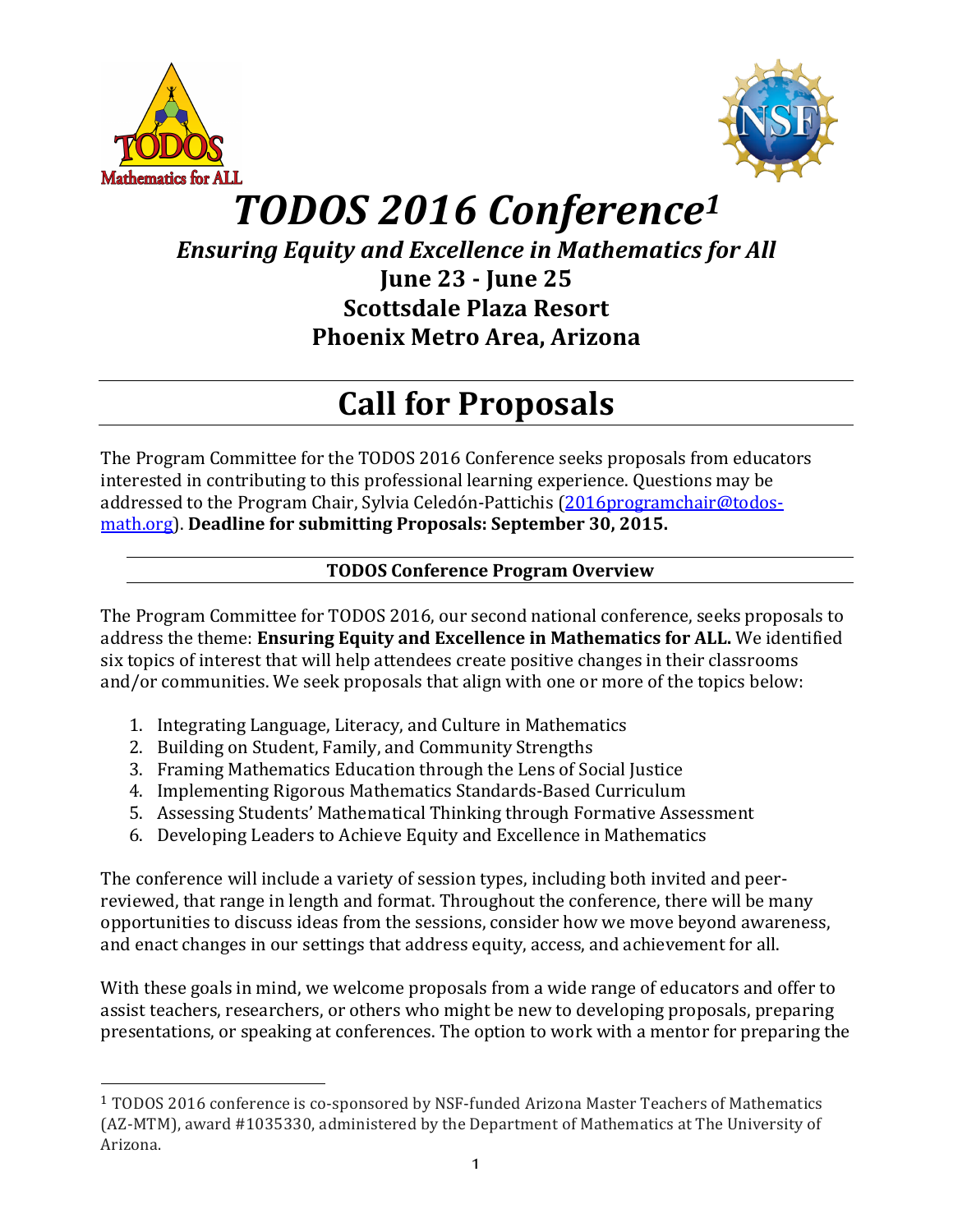# TODOS 2016 Conference[1]

## *Ensuring Equity and Excellence in Mathematics for All*

**June 23 - June 25**

**Scottsdale Plaza Resort**

**Phoenix Metro Area, Arizona**

# Call for Proposals

The Program Committee for the TODOS 2016 Conference seeks proposals from educators interested in contributing to this professional learning experience. Questions may be addressed to the Program Chair, Sylvia Celedón-Pattichis (2016programchair@todos-math.org). **Deadline for submitting Proposals: September 30, 2015.**

### TODOS Conference Program Overview

The Program Committee for TODOS 2016, our second national conference, seeks proposals to address the theme: **Ensuring Equity and Excellence in Mathematics for ALL.** We identified six topics of interest that will help attendees create positive changes in their classrooms and/or communities. We seek proposals that align with one or more of the topics below:

1. Integrating Language, Literacy, and Culture in Mathematics
2. Building on Student, Family, and Community Strengths
3. Framing Mathematics Education through the Lens of Social Justice
4. Implementing Rigorous Mathematics Standards-Based Curriculum
5. Assessing Students' Mathematical Thinking through Formative Assessment
6. Developing Leaders to Achieve Equity and Excellence in Mathematics

The conference will include a variety of session types, including both invited and peer-reviewed, that range in length and format. Throughout the conference, there will be many opportunities to discuss ideas from the sessions, consider how we move beyond awareness, and enact changes in our settings that address equity, access, and achievement for all.

With these goals in mind, we welcome proposals from a wide range of educators and offer to assist teachers, researchers, or others who might be new to developing proposals, preparing presentations, or speaking at conferences. The option to work with a mentor for preparing the

---

[1] TODOS 2016 conference is co-sponsored by NSF-funded Arizona Master Teachers of Mathematics (AZ-MTM), award #1035330, administered by the Department of Mathematics at The University of Arizona.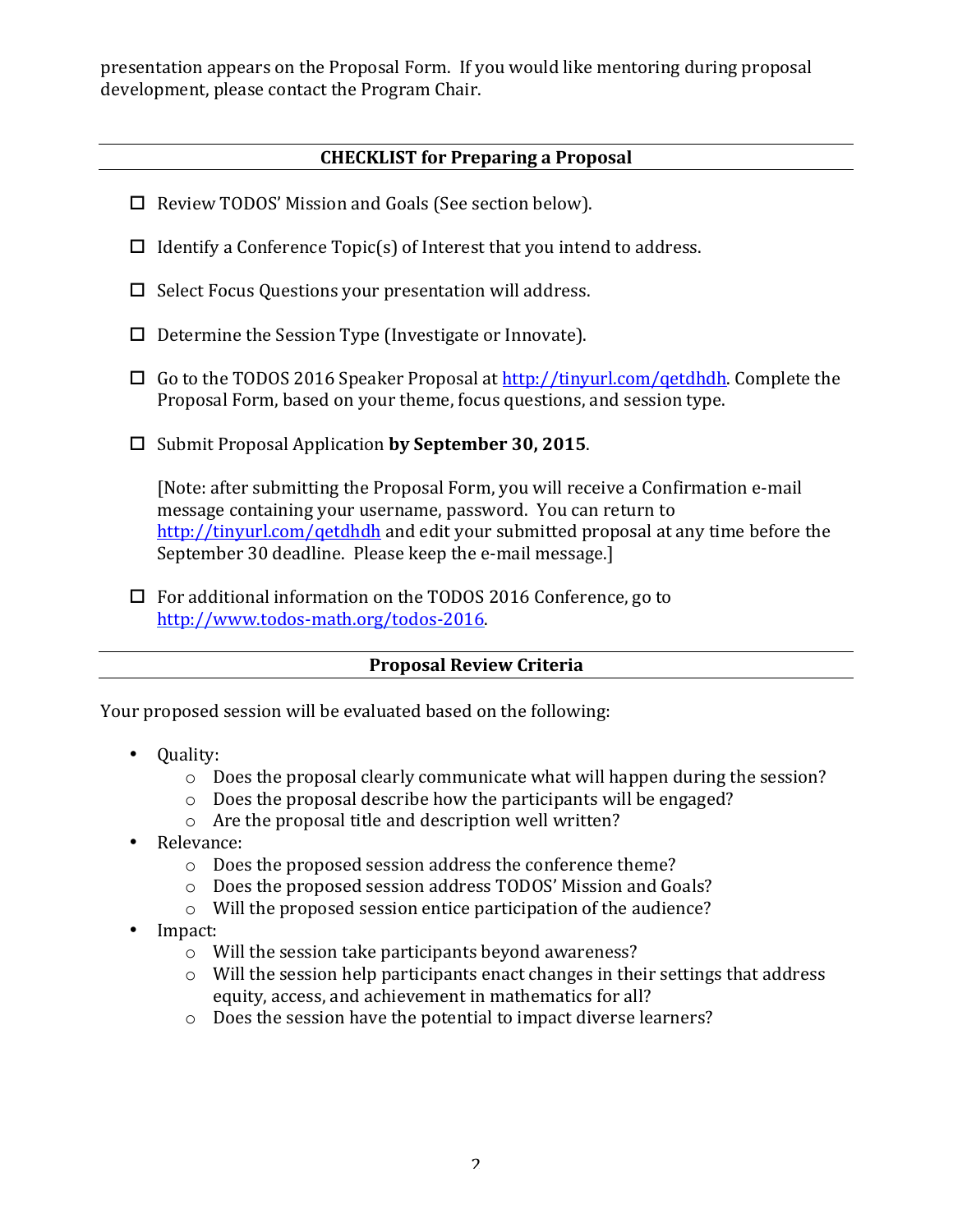presentation appears on the Proposal Form. If you would like mentoring during proposal development, please contact the Program Chair.

## CHECKLIST for Preparing a Proposal

- ☐ Review TODOS' Mission and Goals (See section below).
- ☐ Identify a Conference Topic(s) of Interest that you intend to address.
- ☐ Select Focus Questions your presentation will address.
- ☐ Determine the Session Type (Investigate or Innovate).
- ☐ Go to the TODOS 2016 Speaker Proposal at http://tinyurl.com/qetdhdh. Complete the Proposal Form, based on your theme, focus questions, and session type.
- ☐ Submit Proposal Application **by September 30, 2015**.

  [Note: after submitting the Proposal Form, you will receive a Confirmation e-mail message containing your username, password. You can return to http://tinyurl.com/qetdhdh and edit your submitted proposal at any time before the September 30 deadline. Please keep the e-mail message.]

- ☐ For additional information on the TODOS 2016 Conference, go to http://www.todos-math.org/todos-2016.

## Proposal Review Criteria

Your proposed session will be evaluated based on the following:

- Quality:
  - Does the proposal clearly communicate what will happen during the session?
  - Does the proposal describe how the participants will be engaged?
  - Are the proposal title and description well written?
- Relevance:
  - Does the proposed session address the conference theme?
  - Does the proposed session address TODOS' Mission and Goals?
  - Will the proposed session entice participation of the audience?
- Impact:
  - Will the session take participants beyond awareness?
  - Will the session help participants enact changes in their settings that address equity, access, and achievement in mathematics for all?
  - Does the session have the potential to impact diverse learners?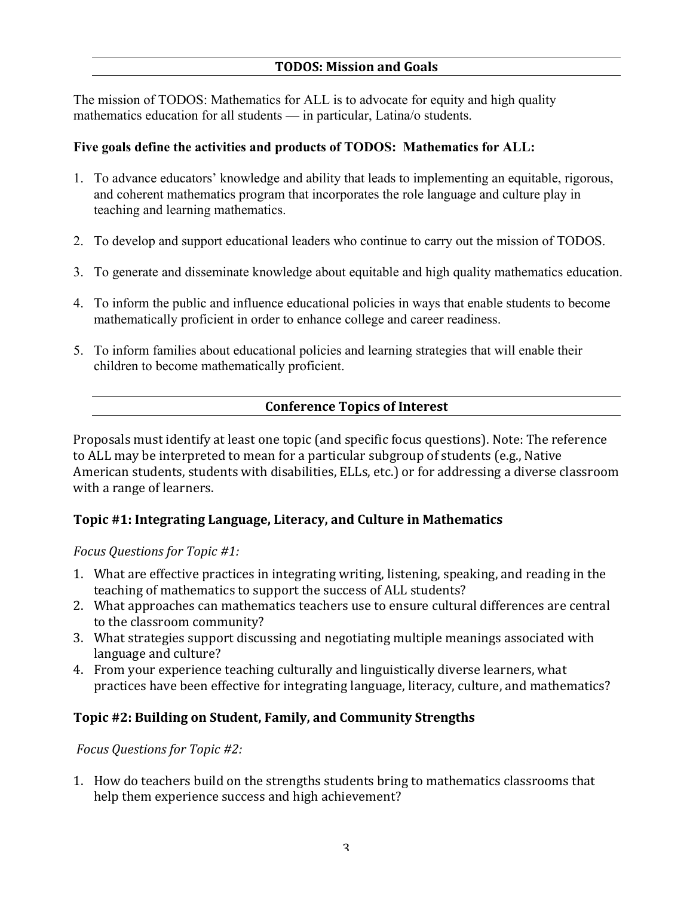## TODOS: Mission and Goals

The mission of TODOS: Mathematics for ALL is to advocate for equity and high quality mathematics education for all students — in particular, Latina/o students.

**Five goals define the activities and products of TODOS: Mathematics for ALL:**

1. To advance educators' knowledge and ability that leads to implementing an equitable, rigorous, and coherent mathematics program that incorporates the role language and culture play in teaching and learning mathematics.
2. To develop and support educational leaders who continue to carry out the mission of TODOS.
3. To generate and disseminate knowledge about equitable and high quality mathematics education.
4. To inform the public and influence educational policies in ways that enable students to become mathematically proficient in order to enhance college and career readiness.
5. To inform families about educational policies and learning strategies that will enable their children to become mathematically proficient.

## Conference Topics of Interest

Proposals must identify at least one topic (and specific focus questions). Note: The reference to ALL may be interpreted to mean for a particular subgroup of students (e.g., Native American students, students with disabilities, ELLs, etc.) or for addressing a diverse classroom with a range of learners.

### Topic #1: Integrating Language, Literacy, and Culture in Mathematics

*Focus Questions for Topic #1:*

1. What are effective practices in integrating writing, listening, speaking, and reading in the teaching of mathematics to support the success of ALL students?
2. What approaches can mathematics teachers use to ensure cultural differences are central to the classroom community?
3. What strategies support discussing and negotiating multiple meanings associated with language and culture?
4. From your experience teaching culturally and linguistically diverse learners, what practices have been effective for integrating language, literacy, culture, and mathematics?

### Topic #2: Building on Student, Family, and Community Strengths

*Focus Questions for Topic #2:*

1. How do teachers build on the strengths students bring to mathematics classrooms that help them experience success and high achievement?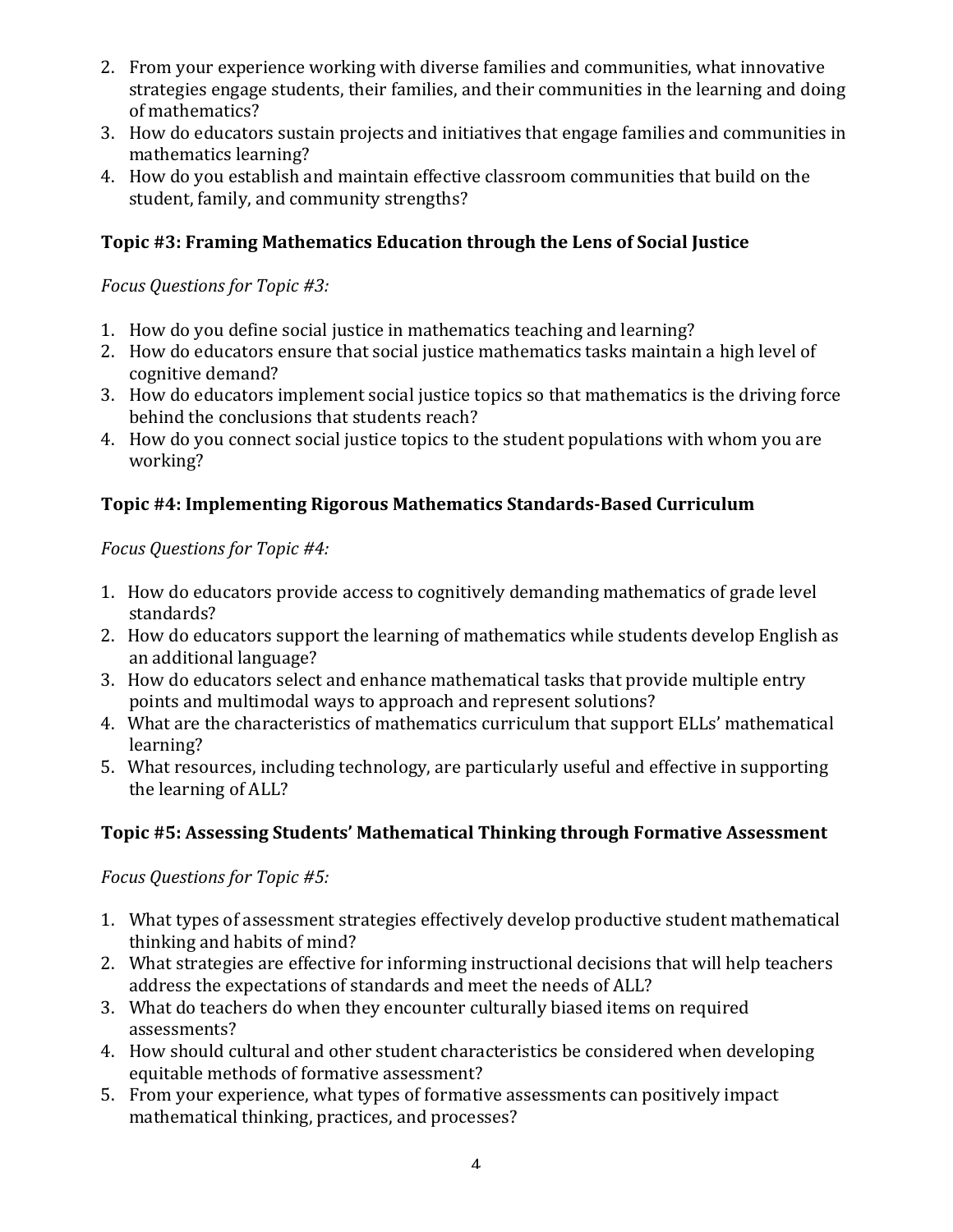2. From your experience working with diverse families and communities, what innovative strategies engage students, their families, and their communities in the learning and doing of mathematics?
3. How do educators sustain projects and initiatives that engage families and communities in mathematics learning?
4. How do you establish and maintain effective classroom communities that build on the student, family, and community strengths?

### Topic #3: Framing Mathematics Education through the Lens of Social Justice

*Focus Questions for Topic #3:*

1. How do you define social justice in mathematics teaching and learning?
2. How do educators ensure that social justice mathematics tasks maintain a high level of cognitive demand?
3. How do educators implement social justice topics so that mathematics is the driving force behind the conclusions that students reach?
4. How do you connect social justice topics to the student populations with whom you are working?

### Topic #4: Implementing Rigorous Mathematics Standards-Based Curriculum

*Focus Questions for Topic #4:*

1. How do educators provide access to cognitively demanding mathematics of grade level standards?
2. How do educators support the learning of mathematics while students develop English as an additional language?
3. How do educators select and enhance mathematical tasks that provide multiple entry points and multimodal ways to approach and represent solutions?
4. What are the characteristics of mathematics curriculum that support ELLs' mathematical learning?
5. What resources, including technology, are particularly useful and effective in supporting the learning of ALL?

### Topic #5: Assessing Students' Mathematical Thinking through Formative Assessment

*Focus Questions for Topic #5:*

1. What types of assessment strategies effectively develop productive student mathematical thinking and habits of mind?
2. What strategies are effective for informing instructional decisions that will help teachers address the expectations of standards and meet the needs of ALL?
3. What do teachers do when they encounter culturally biased items on required assessments?
4. How should cultural and other student characteristics be considered when developing equitable methods of formative assessment?
5. From your experience, what types of formative assessments can positively impact mathematical thinking, practices, and processes?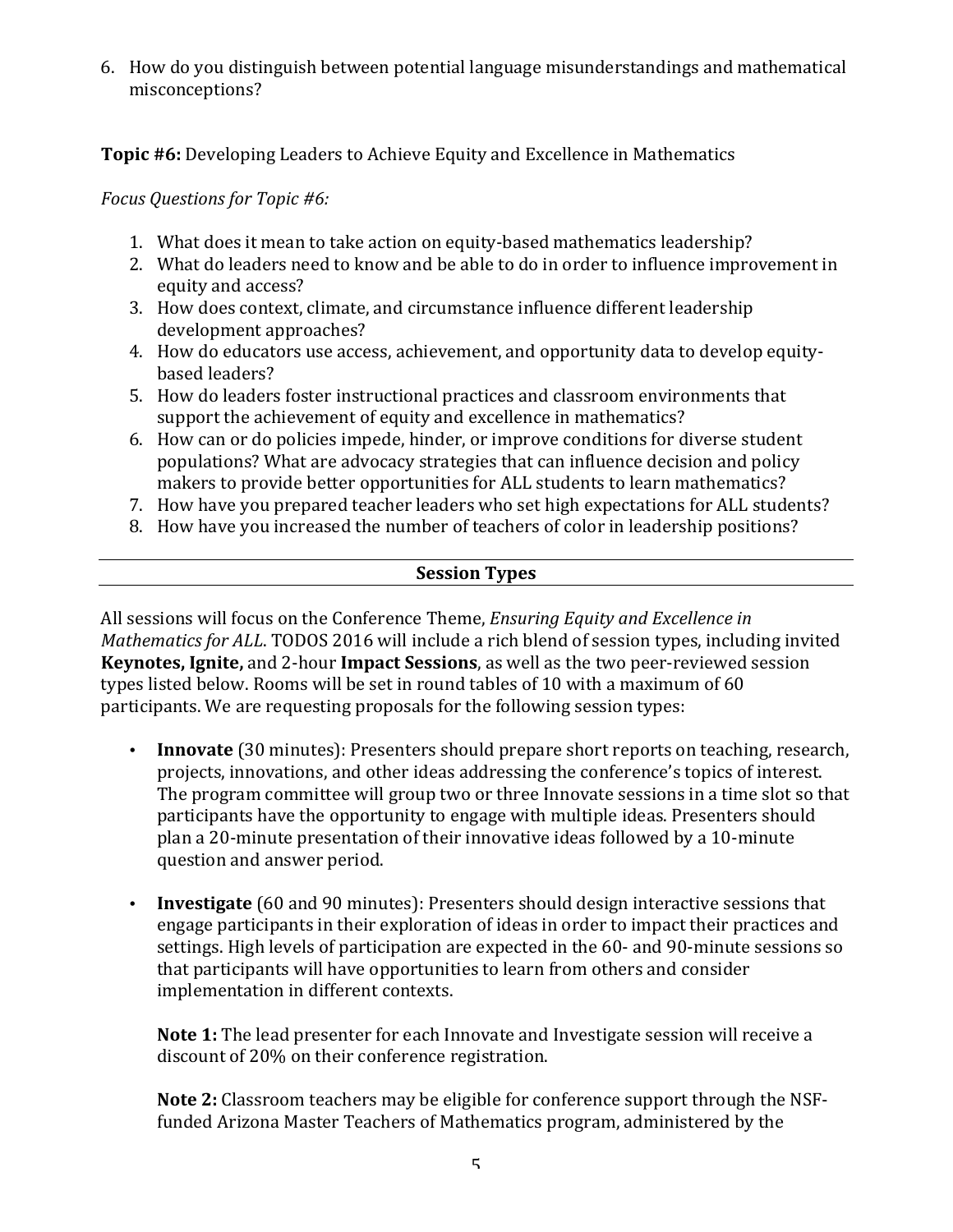6. How do you distinguish between potential language misunderstandings and mathematical misconceptions?

**Topic #6:** Developing Leaders to Achieve Equity and Excellence in Mathematics

*Focus Questions for Topic #6:*

1. What does it mean to take action on equity-based mathematics leadership?
2. What do leaders need to know and be able to do in order to influence improvement in equity and access?
3. How does context, climate, and circumstance influence different leadership development approaches?
4. How do educators use access, achievement, and opportunity data to develop equity-based leaders?
5. How do leaders foster instructional practices and classroom environments that support the achievement of equity and excellence in mathematics?
6. How can or do policies impede, hinder, or improve conditions for diverse student populations? What are advocacy strategies that can influence decision and policy makers to provide better opportunities for ALL students to learn mathematics?
7. How have you prepared teacher leaders who set high expectations for ALL students?
8. How have you increased the number of teachers of color in leadership positions?

## Session Types

All sessions will focus on the Conference Theme, *Ensuring Equity and Excellence in Mathematics for ALL*. TODOS 2016 will include a rich blend of session types, including invited **Keynotes, Ignite,** and 2-hour **Impact Sessions**, as well as the two peer-reviewed session types listed below. Rooms will be set in round tables of 10 with a maximum of 60 participants. We are requesting proposals for the following session types:

- **Innovate** (30 minutes): Presenters should prepare short reports on teaching, research, projects, innovations, and other ideas addressing the conference's topics of interest. The program committee will group two or three Innovate sessions in a time slot so that participants have the opportunity to engage with multiple ideas. Presenters should plan a 20-minute presentation of their innovative ideas followed by a 10-minute question and answer period.

- **Investigate** (60 and 90 minutes): Presenters should design interactive sessions that engage participants in their exploration of ideas in order to impact their practices and settings. High levels of participation are expected in the 60- and 90-minute sessions so that participants will have opportunities to learn from others and consider implementation in different contexts.

  **Note 1:** The lead presenter for each Innovate and Investigate session will receive a discount of 20% on their conference registration.

  **Note 2:** Classroom teachers may be eligible for conference support through the NSF-funded Arizona Master Teachers of Mathematics program, administered by the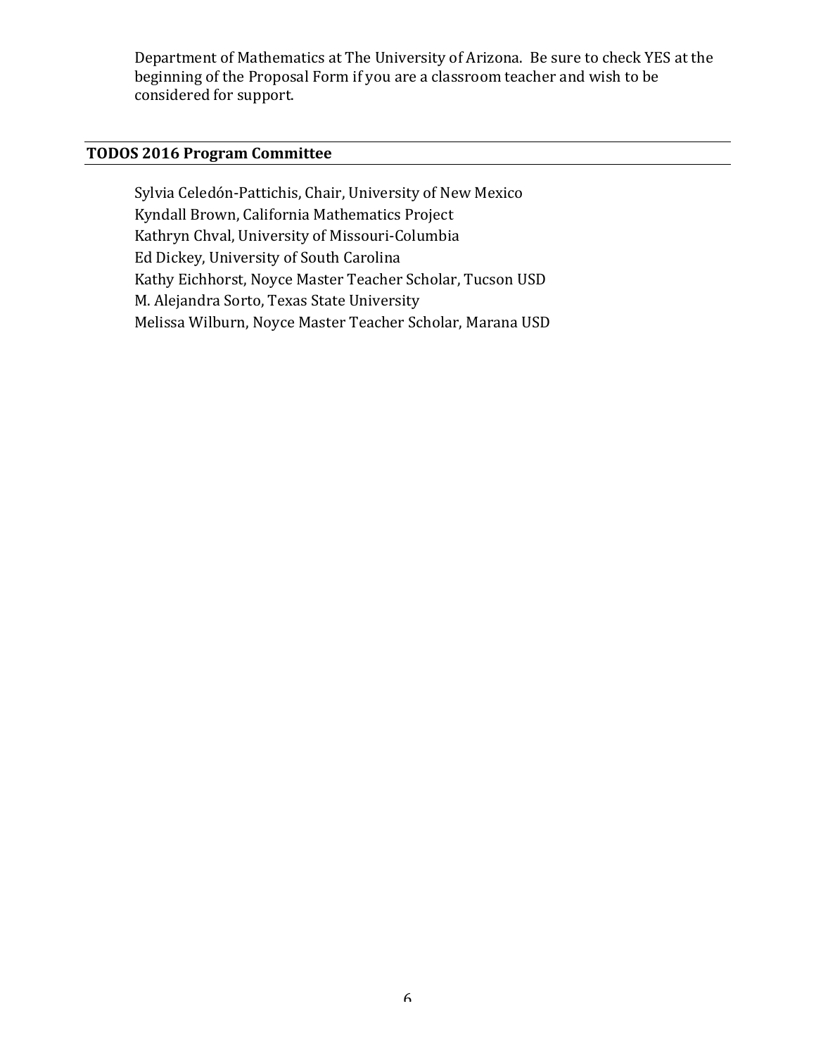Department of Mathematics at The University of Arizona. Be sure to check YES at the beginning of the Proposal Form if you are a classroom teacher and wish to be considered for support.

## TODOS 2016 Program Committee

Sylvia Celedón-Pattichis, Chair, University of New Mexico
Kyndall Brown, California Mathematics Project
Kathryn Chval, University of Missouri-Columbia
Ed Dickey, University of South Carolina
Kathy Eichhorst, Noyce Master Teacher Scholar, Tucson USD
M. Alejandra Sorto, Texas State University
Melissa Wilburn, Noyce Master Teacher Scholar, Marana USD